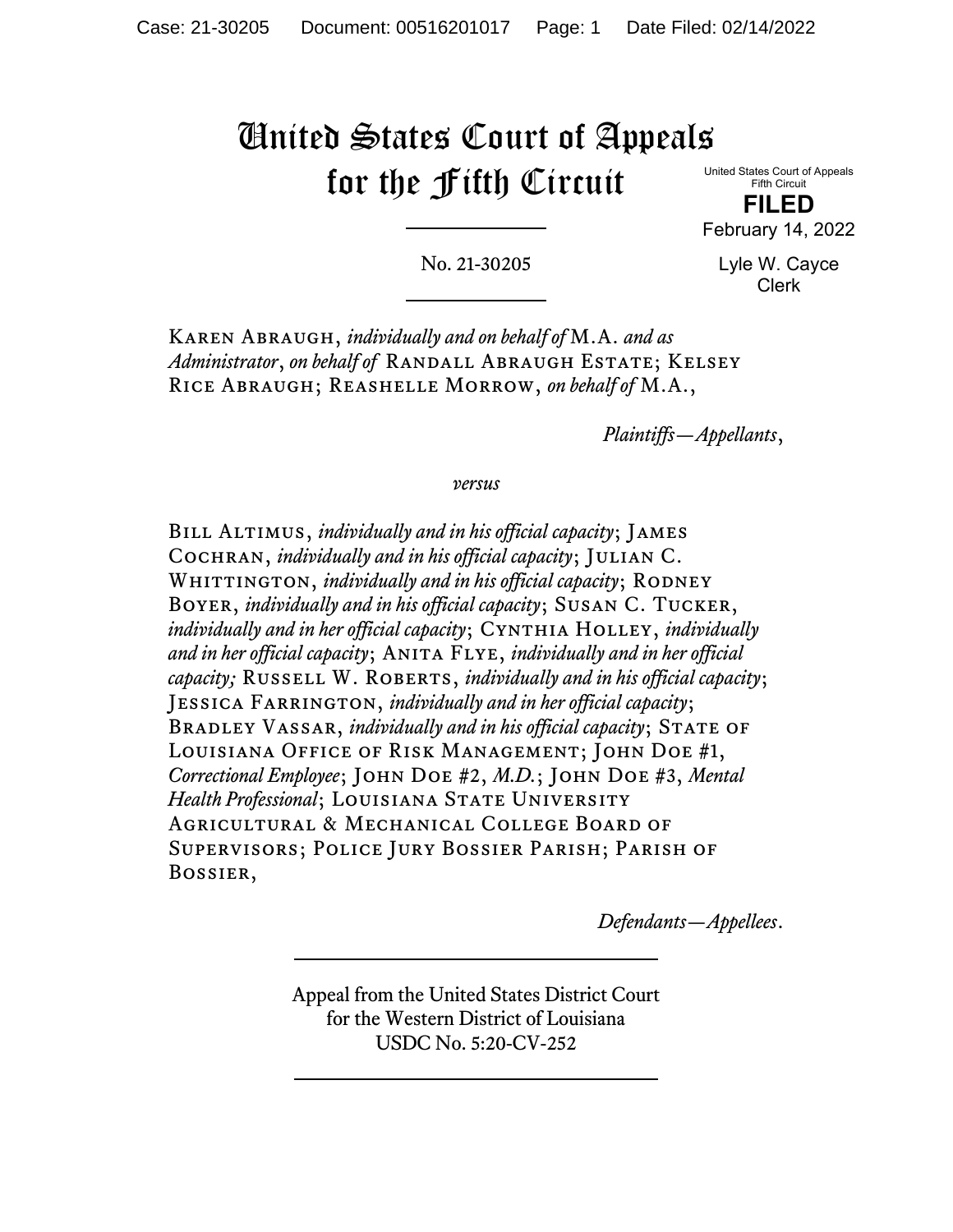# United States Court of Appeals for the Fifth Circuit

United States Court of Appeals
Fifth Circuit

**FILED**

February 14, 2022

Lyle W. Cayce
Clerk

No. 21-30205

Karen Abraugh, *individually and on behalf of* M.A. *and as Administrator*, *on behalf of* Randall Abraugh Estate; Kelsey Rice Abraugh; Reashelle Morrow, *on behalf of* M.A.,

*Plaintiffs—Appellants*,

*versus*

Bill Altimus, *individually and in his official capacity*; James Cochran, *individually and in his official capacity*; Julian C. Whittington, *individually and in his official capacity*; Rodney Boyer, *individually and in his official capacity*; Susan C. Tucker, *individually and in her official capacity*; Cynthia Holley, *individually and in her official capacity*; Anita Flye, *individually and in her official capacity;* Russell W. Roberts, *individually and in his official capacity*; Jessica Farrington, *individually and in her official capacity*; Bradley Vassar, *individually and in his official capacity*; State of Louisiana Office of Risk Management; John Doe #1, *Correctional Employee*; John Doe #2, *M.D.*; John Doe #3, *Mental Health Professional*; Louisiana State University Agricultural & Mechanical College Board of Supervisors; Police Jury Bossier Parish; Parish of Bossier,

*Defendants—Appellees*.

Appeal from the United States District Court
for the Western District of Louisiana
USDC No. 5:20-CV-252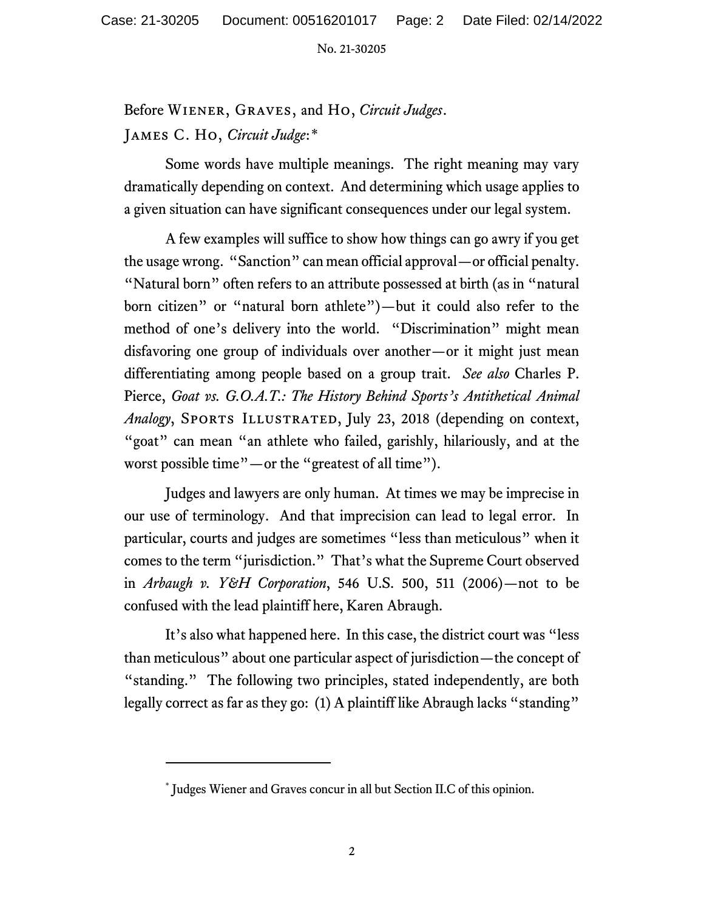Before Wiener, Graves, and Ho, *Circuit Judges*.

James C. Ho, *Circuit Judge*:*

Some words have multiple meanings. The right meaning may vary dramatically depending on context. And determining which usage applies to a given situation can have significant consequences under our legal system.

A few examples will suffice to show how things can go awry if you get the usage wrong. "Sanction" can mean official approval—or official penalty. "Natural born" often refers to an attribute possessed at birth (as in "natural born citizen" or "natural born athlete")—but it could also refer to the method of one's delivery into the world. "Discrimination" might mean disfavoring one group of individuals over another—or it might just mean differentiating among people based on a group trait. *See also* Charles P. Pierce, *Goat vs. G.O.A.T.: The History Behind Sports's Antithetical Animal Analogy*, Sports Illustrated, July 23, 2018 (depending on context, "goat" can mean "an athlete who failed, garishly, hilariously, and at the worst possible time"—or the "greatest of all time").

Judges and lawyers are only human. At times we may be imprecise in our use of terminology. And that imprecision can lead to legal error. In particular, courts and judges are sometimes "less than meticulous" when it comes to the term "jurisdiction." That's what the Supreme Court observed in *Arbaugh v. Y&H Corporation*, 546 U.S. 500, 511 (2006)—not to be confused with the lead plaintiff here, Karen Abraugh.

It's also what happened here. In this case, the district court was "less than meticulous" about one particular aspect of jurisdiction—the concept of "standing." The following two principles, stated independently, are both legally correct as far as they go: (1) A plaintiff like Abraugh lacks "standing"

---

* Judges Wiener and Graves concur in all but Section II.C of this opinion.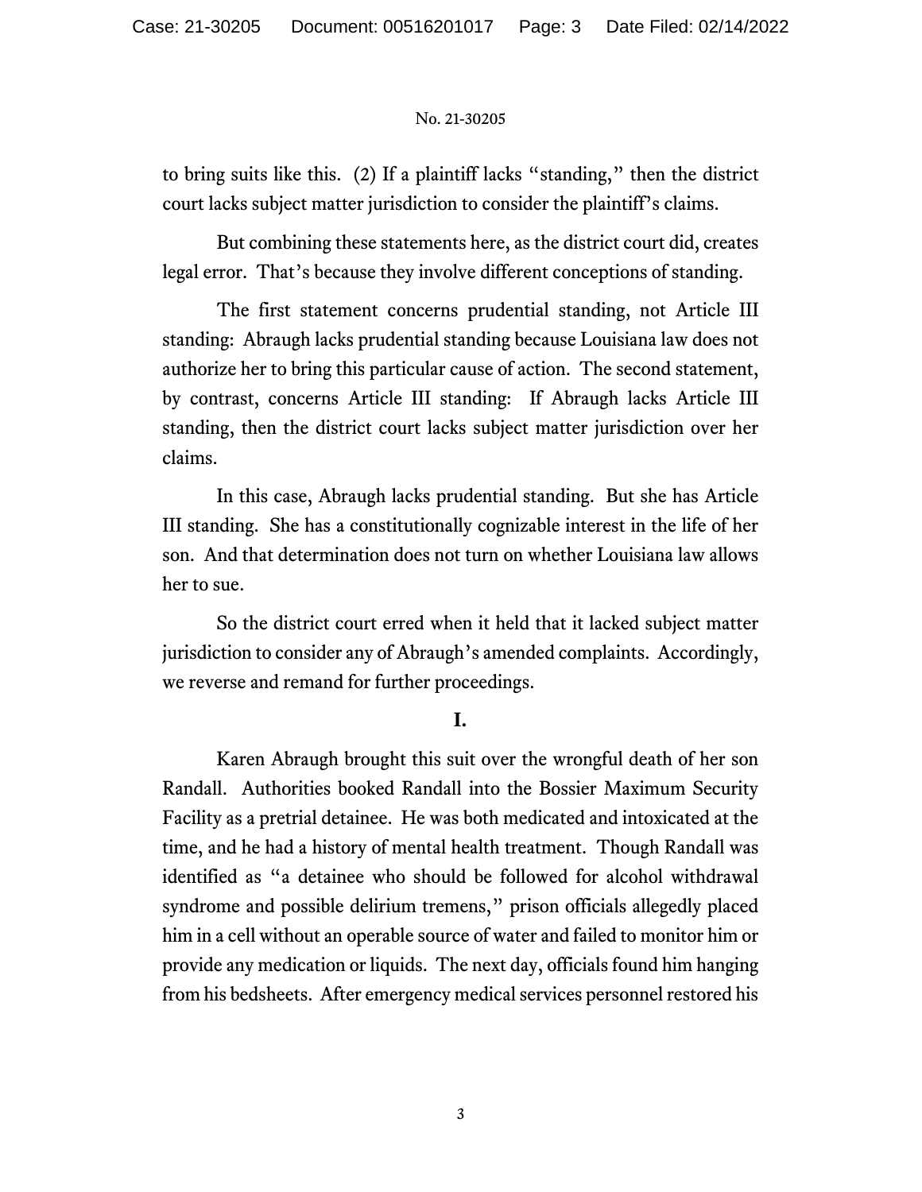to bring suits like this. (2) If a plaintiff lacks "standing," then the district court lacks subject matter jurisdiction to consider the plaintiff's claims.

But combining these statements here, as the district court did, creates legal error. That's because they involve different conceptions of standing.

The first statement concerns prudential standing, not Article III standing: Abraugh lacks prudential standing because Louisiana law does not authorize her to bring this particular cause of action. The second statement, by contrast, concerns Article III standing: If Abraugh lacks Article III standing, then the district court lacks subject matter jurisdiction over her claims.

In this case, Abraugh lacks prudential standing. But she has Article III standing. She has a constitutionally cognizable interest in the life of her son. And that determination does not turn on whether Louisiana law allows her to sue.

So the district court erred when it held that it lacked subject matter jurisdiction to consider any of Abraugh's amended complaints. Accordingly, we reverse and remand for further proceedings.

## I.

Karen Abraugh brought this suit over the wrongful death of her son Randall. Authorities booked Randall into the Bossier Maximum Security Facility as a pretrial detainee. He was both medicated and intoxicated at the time, and he had a history of mental health treatment. Though Randall was identified as "a detainee who should be followed for alcohol withdrawal syndrome and possible delirium tremens," prison officials allegedly placed him in a cell without an operable source of water and failed to monitor him or provide any medication or liquids. The next day, officials found him hanging from his bedsheets. After emergency medical services personnel restored his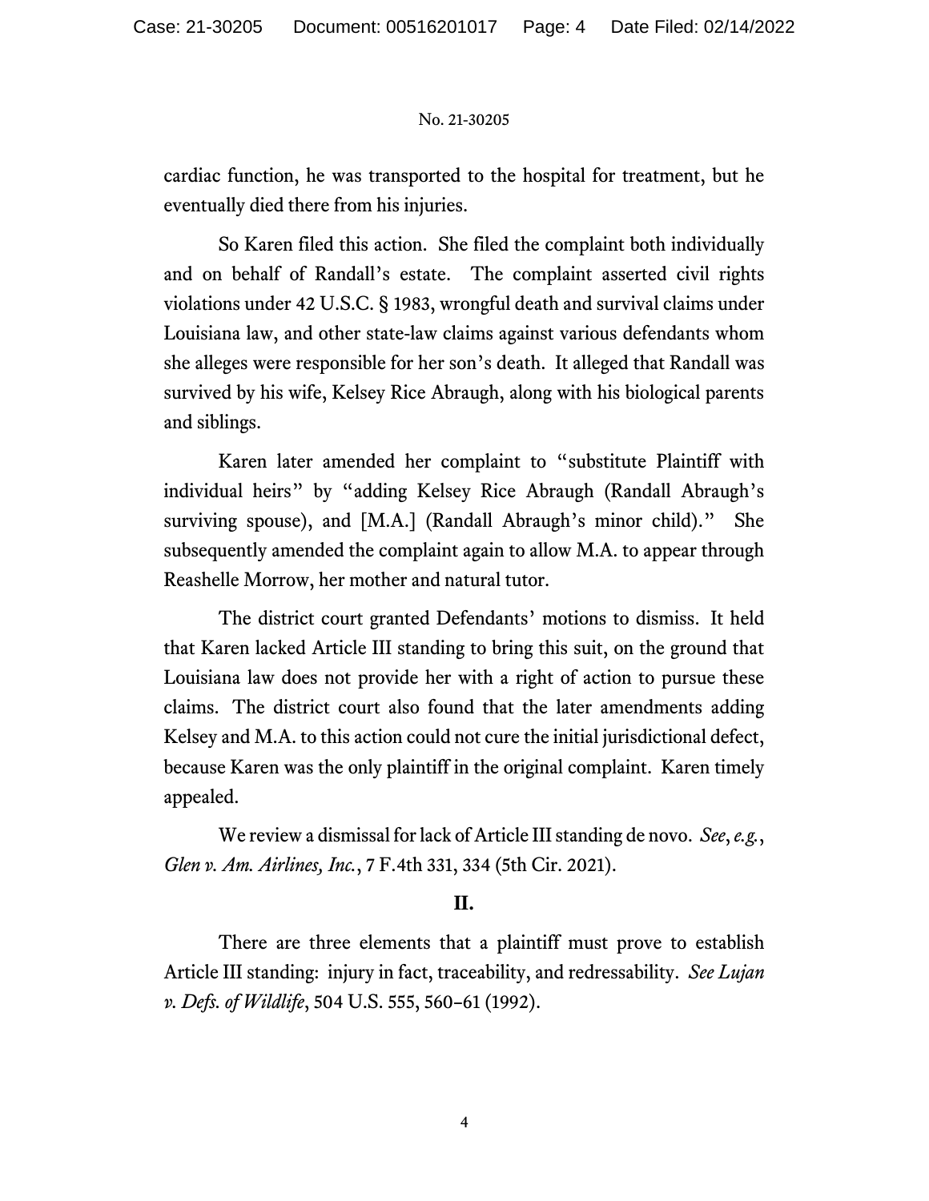cardiac function, he was transported to the hospital for treatment, but he eventually died there from his injuries.

So Karen filed this action. She filed the complaint both individually and on behalf of Randall's estate. The complaint asserted civil rights violations under 42 U.S.C. § 1983, wrongful death and survival claims under Louisiana law, and other state-law claims against various defendants whom she alleges were responsible for her son's death. It alleged that Randall was survived by his wife, Kelsey Rice Abraugh, along with his biological parents and siblings.

Karen later amended her complaint to "substitute Plaintiff with individual heirs" by "adding Kelsey Rice Abraugh (Randall Abraugh's surviving spouse), and [M.A.] (Randall Abraugh's minor child)." She subsequently amended the complaint again to allow M.A. to appear through Reashelle Morrow, her mother and natural tutor.

The district court granted Defendants' motions to dismiss. It held that Karen lacked Article III standing to bring this suit, on the ground that Louisiana law does not provide her with a right of action to pursue these claims. The district court also found that the later amendments adding Kelsey and M.A. to this action could not cure the initial jurisdictional defect, because Karen was the only plaintiff in the original complaint. Karen timely appealed.

We review a dismissal for lack of Article III standing de novo. *See*, *e.g.*, *Glen v. Am. Airlines, Inc.*, 7 F.4th 331, 334 (5th Cir. 2021).

## II.

There are three elements that a plaintiff must prove to establish Article III standing: injury in fact, traceability, and redressability. *See Lujan v. Defs. of Wildlife*, 504 U.S. 555, 560–61 (1992).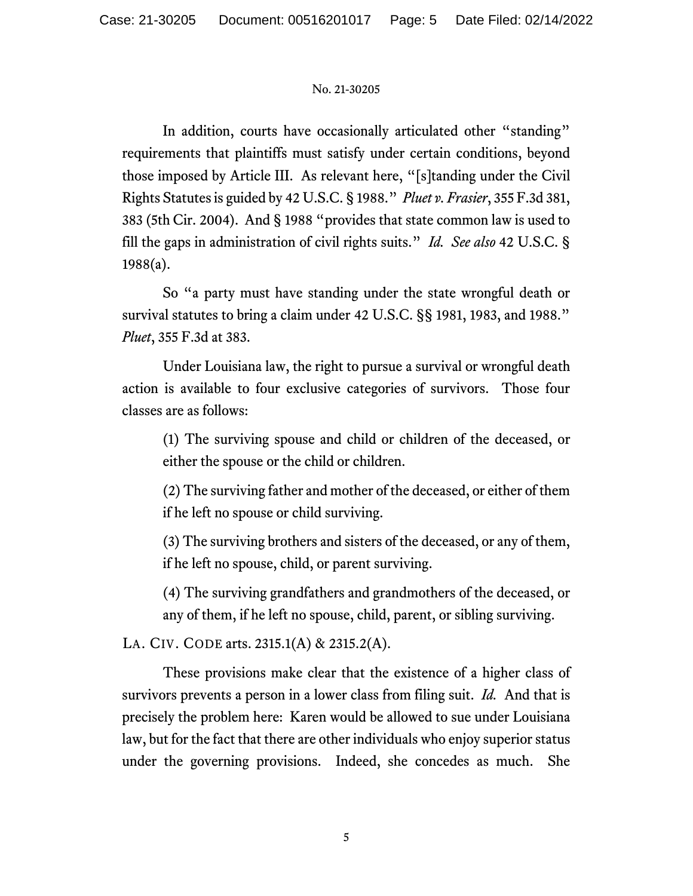In addition, courts have occasionally articulated other "standing" requirements that plaintiffs must satisfy under certain conditions, beyond those imposed by Article III. As relevant here, "[s]tanding under the Civil Rights Statutes is guided by 42 U.S.C. § 1988." *Pluet v. Frasier*, 355 F.3d 381, 383 (5th Cir. 2004). And § 1988 "provides that state common law is used to fill the gaps in administration of civil rights suits." *Id. See also* 42 U.S.C. § 1988(a).

So "a party must have standing under the state wrongful death or survival statutes to bring a claim under 42 U.S.C. §§ 1981, 1983, and 1988." *Pluet*, 355 F.3d at 383.

Under Louisiana law, the right to pursue a survival or wrongful death action is available to four exclusive categories of survivors. Those four classes are as follows:

> (1) The surviving spouse and child or children of the deceased, or either the spouse or the child or children.
>
> (2) The surviving father and mother of the deceased, or either of them if he left no spouse or child surviving.
>
> (3) The surviving brothers and sisters of the deceased, or any of them, if he left no spouse, child, or parent surviving.
>
> (4) The surviving grandfathers and grandmothers of the deceased, or any of them, if he left no spouse, child, parent, or sibling surviving.

LA. CIV. CODE arts. 2315.1(A) & 2315.2(A).

These provisions make clear that the existence of a higher class of survivors prevents a person in a lower class from filing suit. *Id.* And that is precisely the problem here: Karen would be allowed to sue under Louisiana law, but for the fact that there are other individuals who enjoy superior status under the governing provisions. Indeed, she concedes as much. She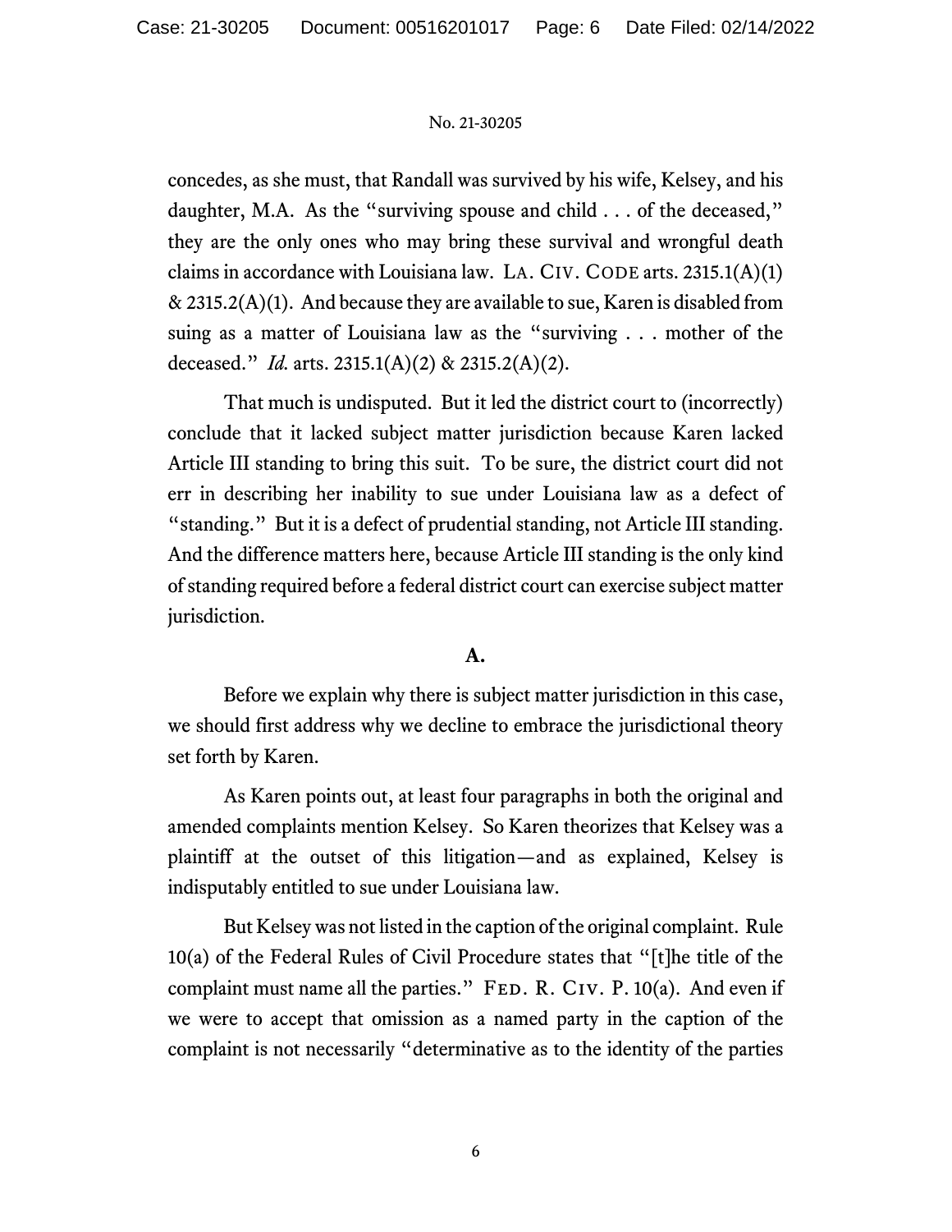concedes, as she must, that Randall was survived by his wife, Kelsey, and his daughter, M.A. As the "surviving spouse and child . . . of the deceased," they are the only ones who may bring these survival and wrongful death claims in accordance with Louisiana law. LA. CIV. CODE arts. 2315.1(A)(1) & 2315.2(A)(1). And because they are available to sue, Karen is disabled from suing as a matter of Louisiana law as the "surviving . . . mother of the deceased." *Id.* arts. 2315.1(A)(2) & 2315.2(A)(2).

That much is undisputed. But it led the district court to (incorrectly) conclude that it lacked subject matter jurisdiction because Karen lacked Article III standing to bring this suit. To be sure, the district court did not err in describing her inability to sue under Louisiana law as a defect of "standing." But it is a defect of prudential standing, not Article III standing. And the difference matters here, because Article III standing is the only kind of standing required before a federal district court can exercise subject matter jurisdiction.

**A.**

Before we explain why there is subject matter jurisdiction in this case, we should first address why we decline to embrace the jurisdictional theory set forth by Karen.

As Karen points out, at least four paragraphs in both the original and amended complaints mention Kelsey. So Karen theorizes that Kelsey was a plaintiff at the outset of this litigation—and as explained, Kelsey is indisputably entitled to sue under Louisiana law.

But Kelsey was not listed in the caption of the original complaint. Rule 10(a) of the Federal Rules of Civil Procedure states that "[t]he title of the complaint must name all the parties." FED. R. CIV. P. 10(a). And even if we were to accept that omission as a named party in the caption of the complaint is not necessarily "determinative as to the identity of the parties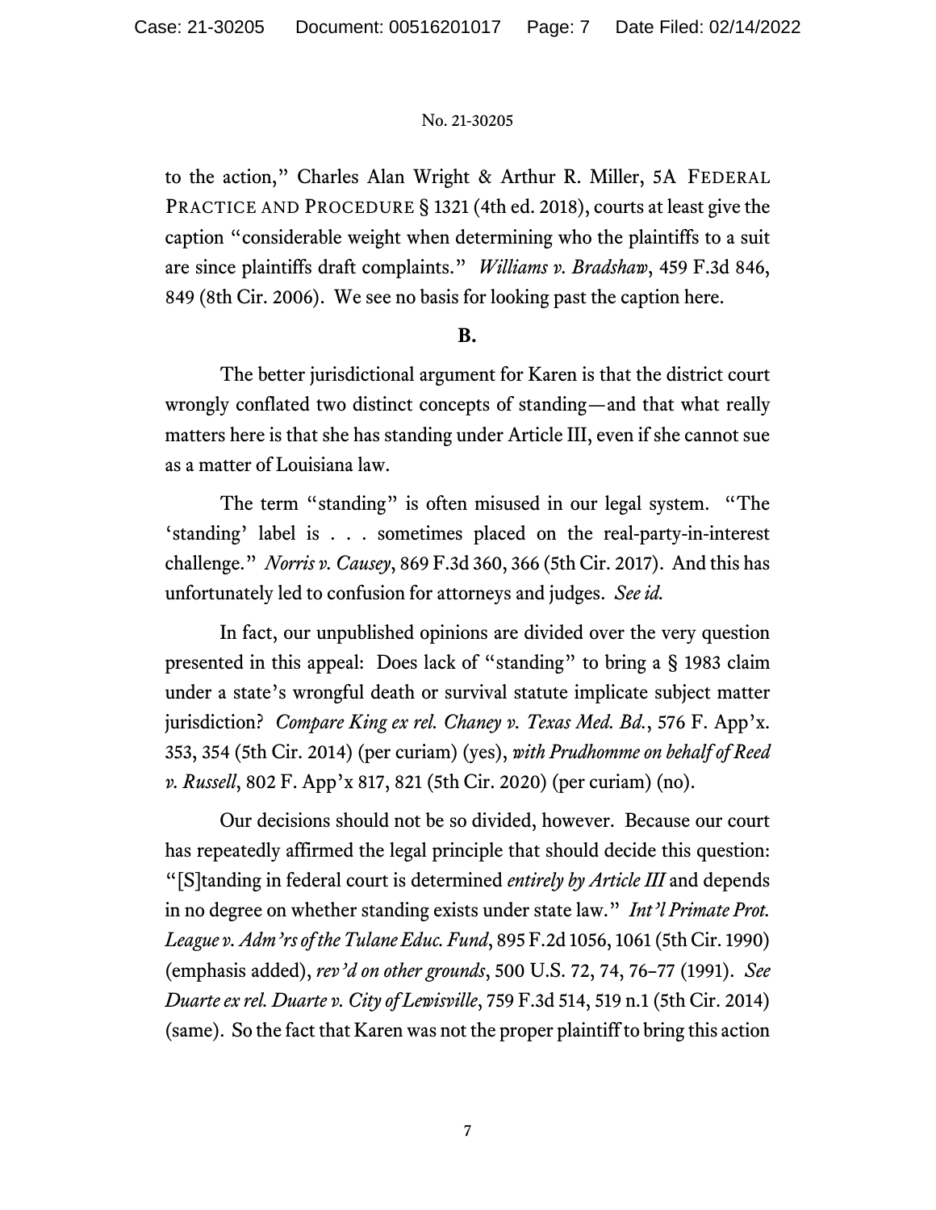to the action," Charles Alan Wright & Arthur R. Miller, 5A FEDERAL PRACTICE AND PROCEDURE § 1321 (4th ed. 2018), courts at least give the caption "considerable weight when determining who the plaintiffs to a suit are since plaintiffs draft complaints." *Williams v. Bradshaw*, 459 F.3d 846, 849 (8th Cir. 2006). We see no basis for looking past the caption here.

**B.**

The better jurisdictional argument for Karen is that the district court wrongly conflated two distinct concepts of standing—and that what really matters here is that she has standing under Article III, even if she cannot sue as a matter of Louisiana law.

The term "standing" is often misused in our legal system. "The 'standing' label is . . . sometimes placed on the real-party-in-interest challenge." *Norris v. Causey*, 869 F.3d 360, 366 (5th Cir. 2017). And this has unfortunately led to confusion for attorneys and judges. *See id.*

In fact, our unpublished opinions are divided over the very question presented in this appeal: Does lack of "standing" to bring a § 1983 claim under a state's wrongful death or survival statute implicate subject matter jurisdiction? *Compare King ex rel. Chaney v. Texas Med. Bd.*, 576 F. App'x. 353, 354 (5th Cir. 2014) (per curiam) (yes), *with Prudhomme on behalf of Reed v. Russell*, 802 F. App'x 817, 821 (5th Cir. 2020) (per curiam) (no).

Our decisions should not be so divided, however. Because our court has repeatedly affirmed the legal principle that should decide this question: "[S]tanding in federal court is determined *entirely by Article III* and depends in no degree on whether standing exists under state law." *Int'l Primate Prot. League v. Adm'rs of the Tulane Educ. Fund*, 895 F.2d 1056, 1061 (5th Cir. 1990) (emphasis added), *rev'd on other grounds*, 500 U.S. 72, 74, 76–77 (1991). *See Duarte ex rel. Duarte v. City of Lewisville*, 759 F.3d 514, 519 n.1 (5th Cir. 2014) (same). So the fact that Karen was not the proper plaintiff to bring this action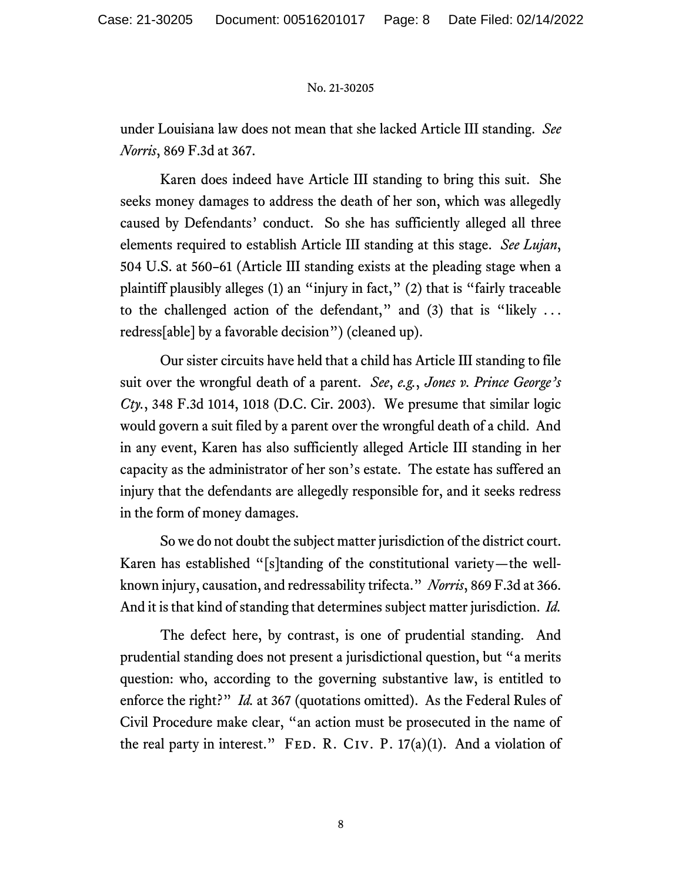under Louisiana law does not mean that she lacked Article III standing. *See Norris*, 869 F.3d at 367.

Karen does indeed have Article III standing to bring this suit. She seeks money damages to address the death of her son, which was allegedly caused by Defendants' conduct. So she has sufficiently alleged all three elements required to establish Article III standing at this stage. *See Lujan*, 504 U.S. at 560–61 (Article III standing exists at the pleading stage when a plaintiff plausibly alleges (1) an "injury in fact," (2) that is "fairly traceable to the challenged action of the defendant," and (3) that is "likely . . . redress[able] by a favorable decision") (cleaned up).

Our sister circuits have held that a child has Article III standing to file suit over the wrongful death of a parent. *See*, *e.g.*, *Jones v. Prince George's Cty.*, 348 F.3d 1014, 1018 (D.C. Cir. 2003). We presume that similar logic would govern a suit filed by a parent over the wrongful death of a child. And in any event, Karen has also sufficiently alleged Article III standing in her capacity as the administrator of her son's estate. The estate has suffered an injury that the defendants are allegedly responsible for, and it seeks redress in the form of money damages.

So we do not doubt the subject matter jurisdiction of the district court. Karen has established "[s]tanding of the constitutional variety—the well-known injury, causation, and redressability trifecta." *Norris*, 869 F.3d at 366. And it is that kind of standing that determines subject matter jurisdiction. *Id.*

The defect here, by contrast, is one of prudential standing. And prudential standing does not present a jurisdictional question, but "a merits question: who, according to the governing substantive law, is entitled to enforce the right?" *Id.* at 367 (quotations omitted). As the Federal Rules of Civil Procedure make clear, "an action must be prosecuted in the name of the real party in interest." Fed. R. Civ. P. 17(a)(1). And a violation of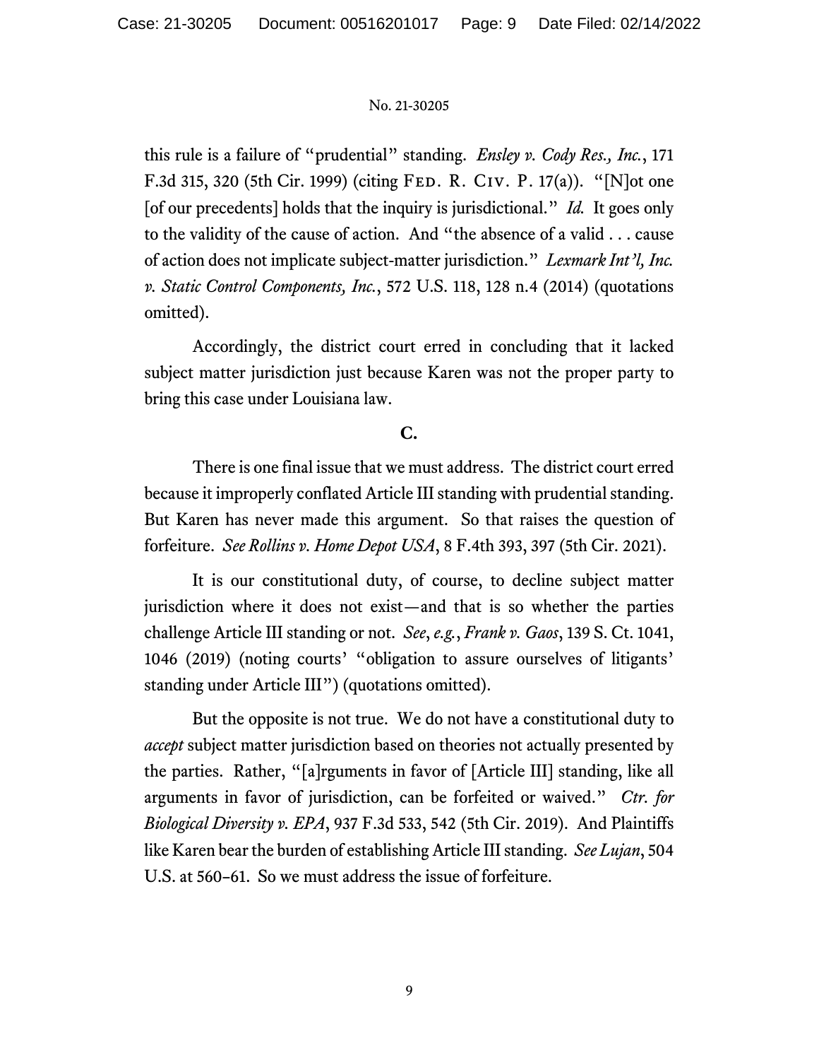this rule is a failure of "prudential" standing. *Ensley v. Cody Res., Inc.*, 171 F.3d 315, 320 (5th Cir. 1999) (citing Fed. R. Civ. P. 17(a)). "[N]ot one [of our precedents] holds that the inquiry is jurisdictional." *Id.* It goes only to the validity of the cause of action. And "the absence of a valid . . . cause of action does not implicate subject-matter jurisdiction." *Lexmark Int'l, Inc. v. Static Control Components, Inc.*, 572 U.S. 118, 128 n.4 (2014) (quotations omitted).

Accordingly, the district court erred in concluding that it lacked subject matter jurisdiction just because Karen was not the proper party to bring this case under Louisiana law.

### C.

There is one final issue that we must address. The district court erred because it improperly conflated Article III standing with prudential standing. But Karen has never made this argument. So that raises the question of forfeiture. *See Rollins v. Home Depot USA*, 8 F.4th 393, 397 (5th Cir. 2021).

It is our constitutional duty, of course, to decline subject matter jurisdiction where it does not exist—and that is so whether the parties challenge Article III standing or not. *See*, *e.g.*, *Frank v. Gaos*, 139 S. Ct. 1041, 1046 (2019) (noting courts' "obligation to assure ourselves of litigants' standing under Article III") (quotations omitted).

But the opposite is not true. We do not have a constitutional duty to *accept* subject matter jurisdiction based on theories not actually presented by the parties. Rather, "[a]rguments in favor of [Article III] standing, like all arguments in favor of jurisdiction, can be forfeited or waived." *Ctr. for Biological Diversity v. EPA*, 937 F.3d 533, 542 (5th Cir. 2019). And Plaintiffs like Karen bear the burden of establishing Article III standing. *See Lujan*, 504 U.S. at 560–61. So we must address the issue of forfeiture.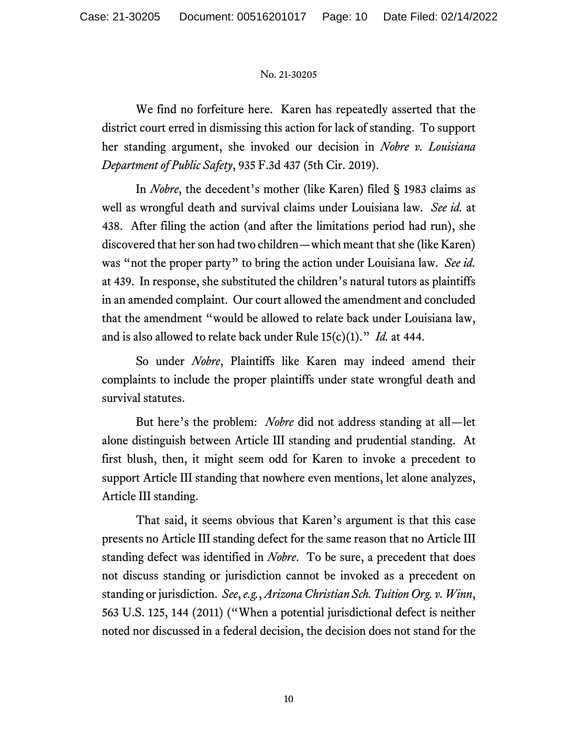We find no forfeiture here. Karen has repeatedly asserted that the district court erred in dismissing this action for lack of standing. To support her standing argument, she invoked our decision in *Nobre v. Louisiana Department of Public Safety*, 935 F.3d 437 (5th Cir. 2019).

In *Nobre*, the decedent's mother (like Karen) filed § 1983 claims as well as wrongful death and survival claims under Louisiana law. *See id.* at 438. After filing the action (and after the limitations period had run), she discovered that her son had two children—which meant that she (like Karen) was "not the proper party" to bring the action under Louisiana law. *See id.* at 439. In response, she substituted the children's natural tutors as plaintiffs in an amended complaint. Our court allowed the amendment and concluded that the amendment "would be allowed to relate back under Louisiana law, and is also allowed to relate back under Rule 15(c)(1)." *Id.* at 444.

So under *Nobre*, Plaintiffs like Karen may indeed amend their complaints to include the proper plaintiffs under state wrongful death and survival statutes.

But here's the problem: *Nobre* did not address standing at all—let alone distinguish between Article III standing and prudential standing. At first blush, then, it might seem odd for Karen to invoke a precedent to support Article III standing that nowhere even mentions, let alone analyzes, Article III standing.

That said, it seems obvious that Karen's argument is that this case presents no Article III standing defect for the same reason that no Article III standing defect was identified in *Nobre*. To be sure, a precedent that does not discuss standing or jurisdiction cannot be invoked as a precedent on standing or jurisdiction. *See*, *e.g.*, *Arizona Christian Sch. Tuition Org. v. Winn*, 563 U.S. 125, 144 (2011) ("When a potential jurisdictional defect is neither noted nor discussed in a federal decision, the decision does not stand for the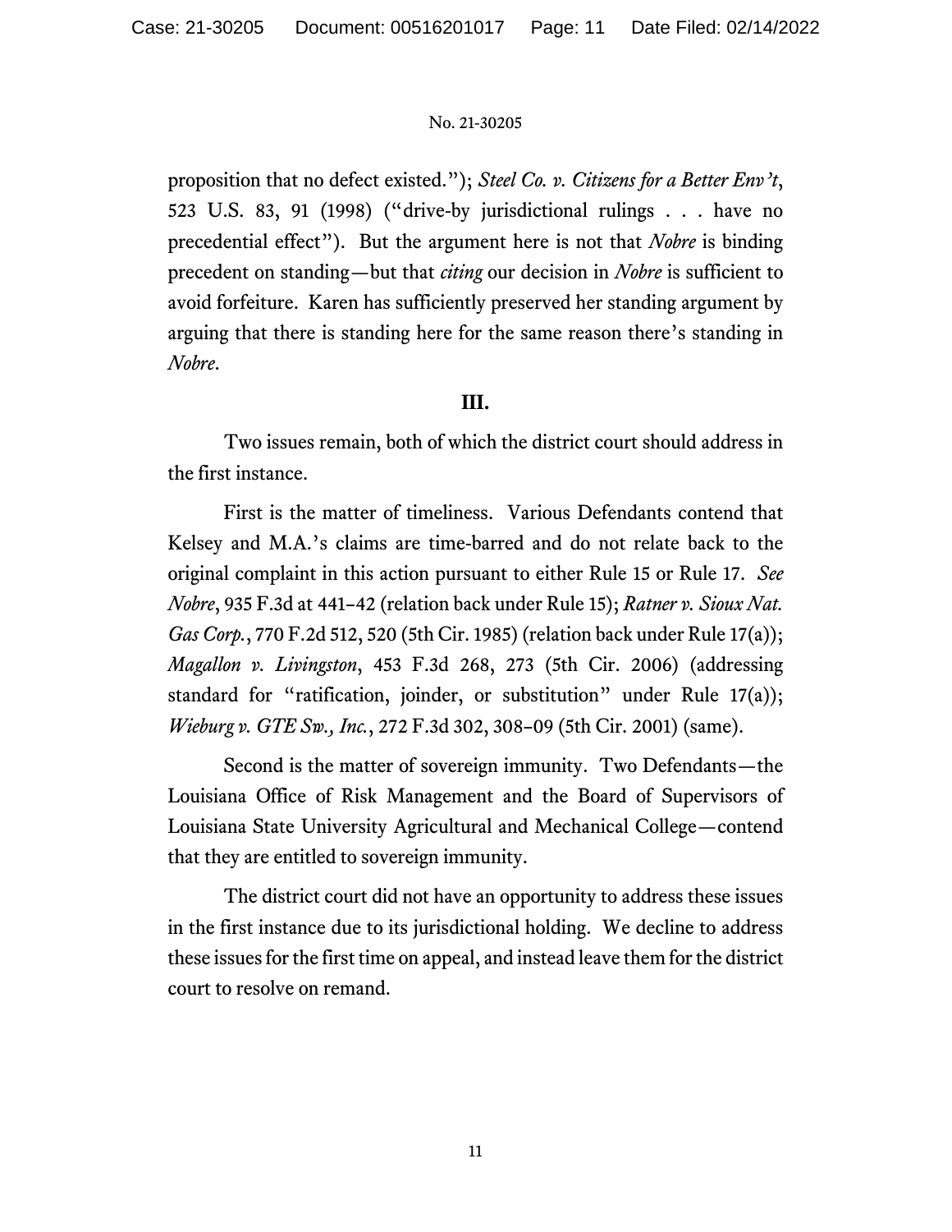proposition that no defect existed."); *Steel Co. v. Citizens for a Better Env't*, 523 U.S. 83, 91 (1998) ("drive-by jurisdictional rulings . . . have no precedential effect"). But the argument here is not that *Nobre* is binding precedent on standing—but that *citing* our decision in *Nobre* is sufficient to avoid forfeiture. Karen has sufficiently preserved her standing argument by arguing that there is standing here for the same reason there's standing in *Nobre*.

## III.

Two issues remain, both of which the district court should address in the first instance.

First is the matter of timeliness. Various Defendants contend that Kelsey and M.A.'s claims are time-barred and do not relate back to the original complaint in this action pursuant to either Rule 15 or Rule 17. *See Nobre*, 935 F.3d at 441–42 (relation back under Rule 15); *Ratner v. Sioux Nat. Gas Corp.*, 770 F.2d 512, 520 (5th Cir. 1985) (relation back under Rule 17(a)); *Magallon v. Livingston*, 453 F.3d 268, 273 (5th Cir. 2006) (addressing standard for "ratification, joinder, or substitution" under Rule 17(a)); *Wieburg v. GTE Sw., Inc.*, 272 F.3d 302, 308–09 (5th Cir. 2001) (same).

Second is the matter of sovereign immunity. Two Defendants—the Louisiana Office of Risk Management and the Board of Supervisors of Louisiana State University Agricultural and Mechanical College—contend that they are entitled to sovereign immunity.

The district court did not have an opportunity to address these issues in the first instance due to its jurisdictional holding. We decline to address these issues for the first time on appeal, and instead leave them for the district court to resolve on remand.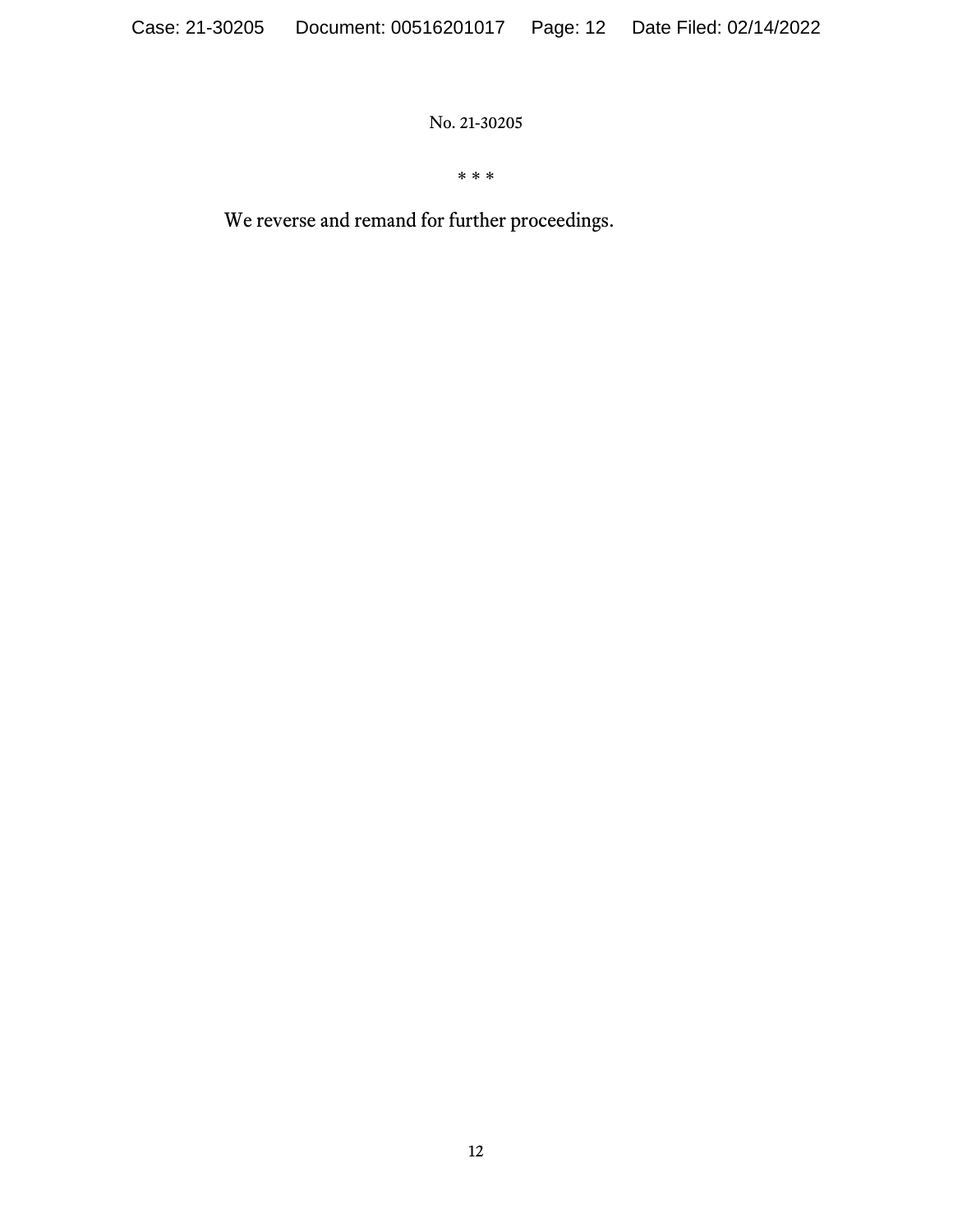\* \* \*

We reverse and remand for further proceedings.

* * *

We reverse and remand for further proceedings.